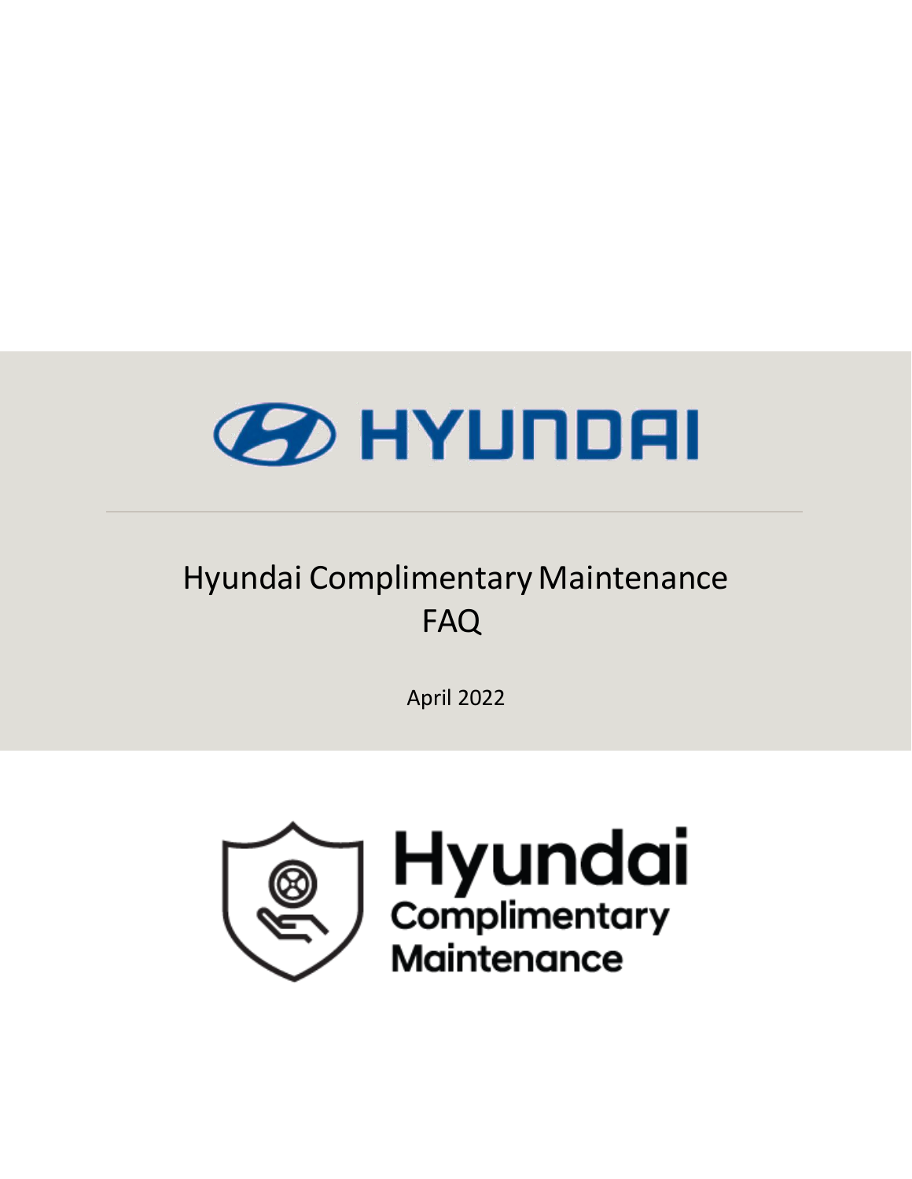# HYUNDAI

## Hyundai Complimentary Maintenance FAQ

April 2022

Hyundai Complimentary Maintenance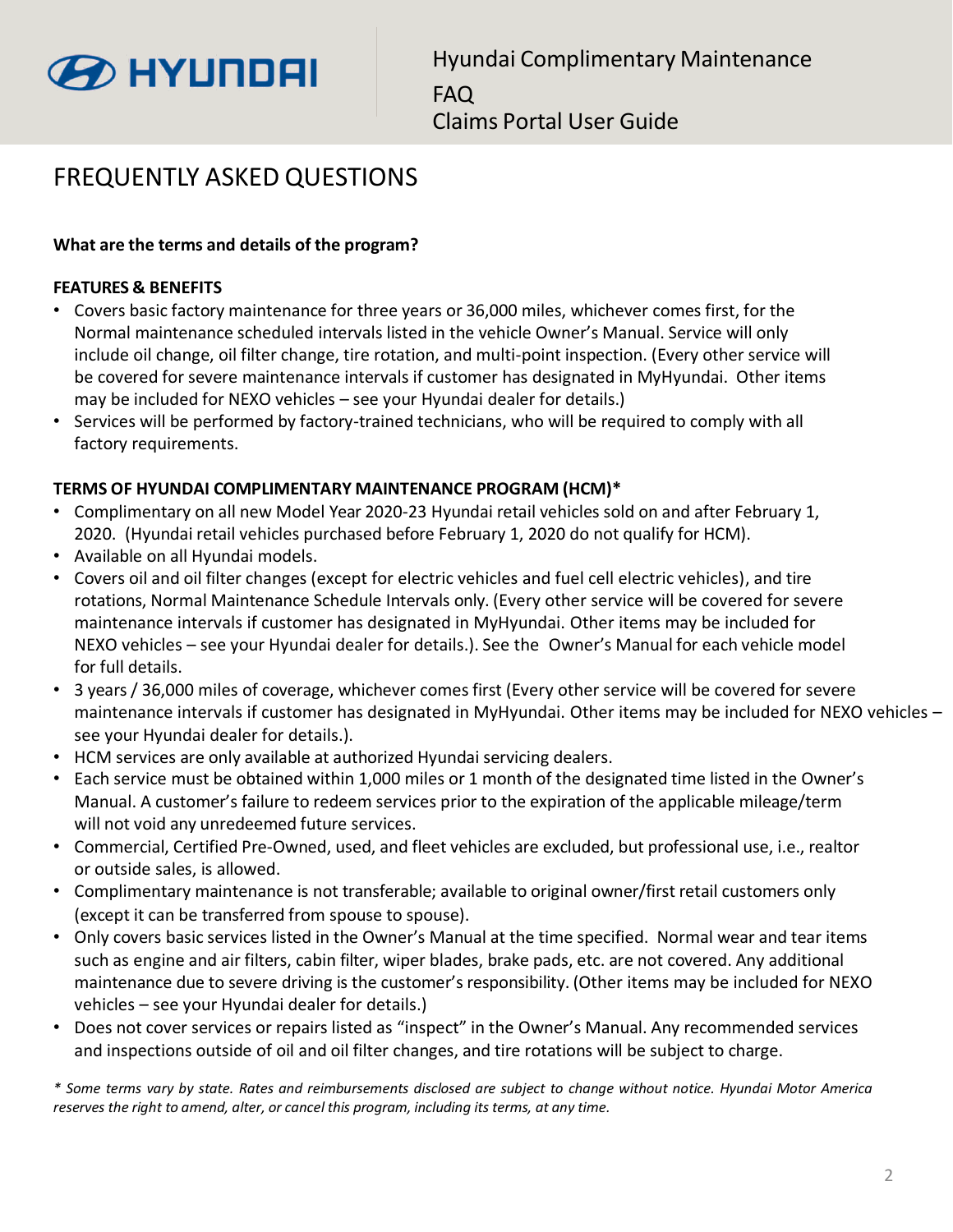# FREQUENTLY ASKED QUESTIONS

**What are the terms and details of the program?**

**FEATURES & BENEFITS**

- Covers basic factory maintenance for three years or 36,000 miles, whichever comes first, for the Normal maintenance scheduled intervals listed in the vehicle Owner's Manual. Service will only include oil change, oil filter change, tire rotation, and multi-point inspection. (Every other service will be covered for severe maintenance intervals if customer has designated in MyHyundai. Other items may be included for NEXO vehicles – see your Hyundai dealer for details.)
- Services will be performed by factory-trained technicians, who will be required to comply with all factory requirements.

**TERMS OF HYUNDAI COMPLIMENTARY MAINTENANCE PROGRAM (HCM)***

- Complimentary on all new Model Year 2020-23 Hyundai retail vehicles sold on and after February 1, 2020. (Hyundai retail vehicles purchased before February 1, 2020 do not qualify for HCM).
- Available on all Hyundai models.
- Covers oil and oil filter changes (except for electric vehicles and fuel cell electric vehicles), and tire rotations, Normal Maintenance Schedule Intervals only. (Every other service will be covered for severe maintenance intervals if customer has designated in MyHyundai. Other items may be included for NEXO vehicles – see your Hyundai dealer for details.). See the Owner's Manual for each vehicle model for full details.
- 3 years / 36,000 miles of coverage, whichever comes first (Every other service will be covered for severe maintenance intervals if customer has designated in MyHyundai. Other items may be included for NEXO vehicles – see your Hyundai dealer for details.).
- HCM services are only available at authorized Hyundai servicing dealers.
- Each service must be obtained within 1,000 miles or 1 month of the designated time listed in the Owner's Manual. A customer's failure to redeem services prior to the expiration of the applicable mileage/term will not void any unredeemed future services.
- Commercial, Certified Pre-Owned, used, and fleet vehicles are excluded, but professional use, i.e., realtor or outside sales, is allowed.
- Complimentary maintenance is not transferable; available to original owner/first retail customers only (except it can be transferred from spouse to spouse).
- Only covers basic services listed in the Owner's Manual at the time specified. Normal wear and tear items such as engine and air filters, cabin filter, wiper blades, brake pads, etc. are not covered. Any additional maintenance due to severe driving is the customer's responsibility. (Other items may be included for NEXO vehicles – see your Hyundai dealer for details.)
- Does not cover services or repairs listed as "inspect" in the Owner's Manual. Any recommended services and inspections outside of oil and oil filter changes, and tire rotations will be subject to charge.

*\* Some terms vary by state. Rates and reimbursements disclosed are subject to change without notice. Hyundai Motor America reserves the right to amend, alter, or cancel this program, including its terms, at any time.*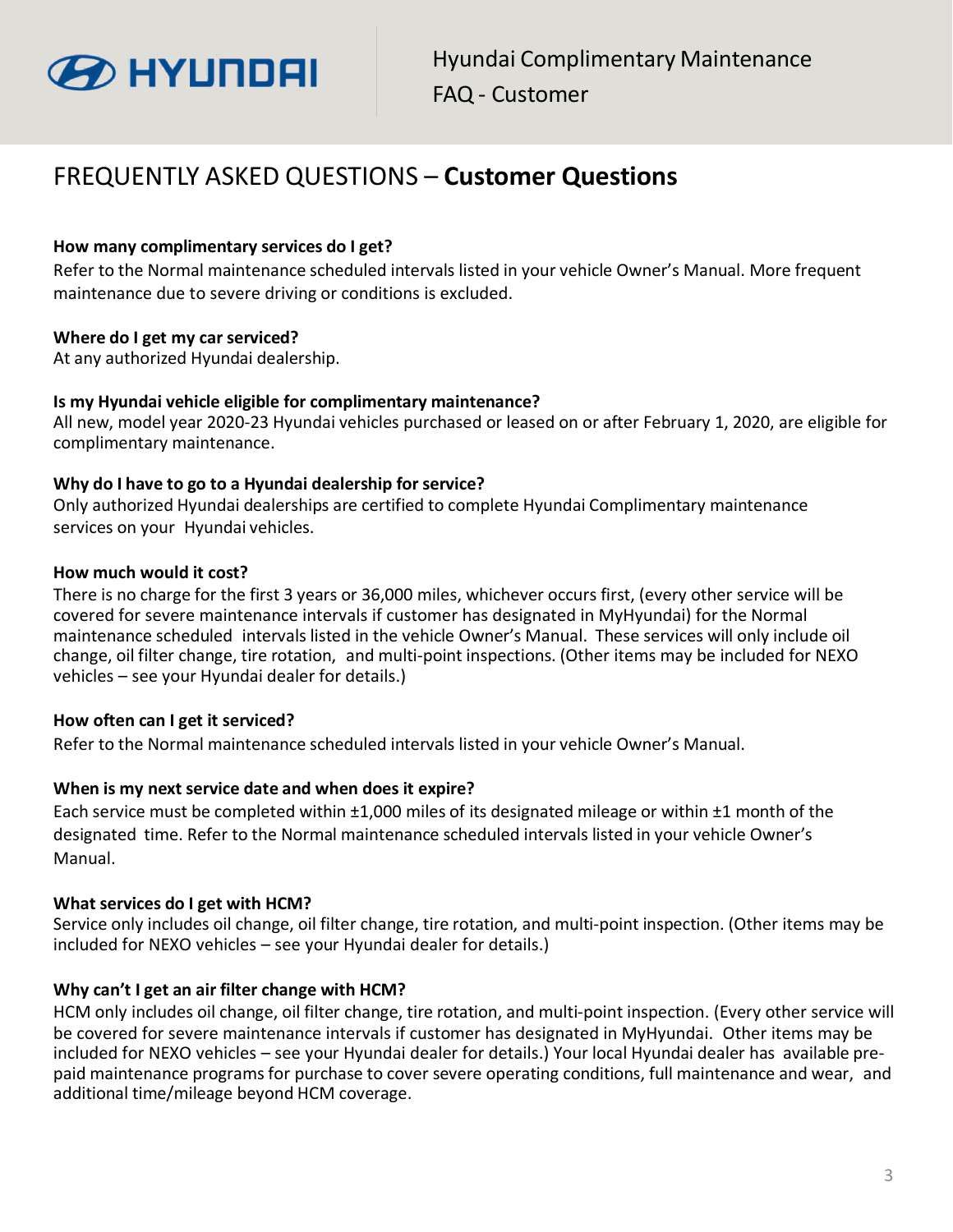# FREQUENTLY ASKED QUESTIONS – **Customer Questions**

**How many complimentary services do I get?**

Refer to the Normal maintenance scheduled intervals listed in your vehicle Owner's Manual. More frequent maintenance due to severe driving or conditions is excluded.

**Where do I get my car serviced?**

At any authorized Hyundai dealership.

**Is my Hyundai vehicle eligible for complimentary maintenance?**

All new, model year 2020-23 Hyundai vehicles purchased or leased on or after February 1, 2020, are eligible for complimentary maintenance.

**Why do I have to go to a Hyundai dealership for service?**

Only authorized Hyundai dealerships are certified to complete Hyundai Complimentary maintenance services on your Hyundai vehicles.

**How much would it cost?**

There is no charge for the first 3 years or 36,000 miles, whichever occurs first, (every other service will be covered for severe maintenance intervals if customer has designated in MyHyundai) for the Normal maintenance scheduled intervals listed in the vehicle Owner's Manual. These services will only include oil change, oil filter change, tire rotation, and multi-point inspections. (Other items may be included for NEXO vehicles – see your Hyundai dealer for details.)

**How often can I get it serviced?**

Refer to the Normal maintenance scheduled intervals listed in your vehicle Owner's Manual.

**When is my next service date and when does it expire?**

Each service must be completed within ±1,000 miles of its designated mileage or within ±1 month of the designated time. Refer to the Normal maintenance scheduled intervals listed in your vehicle Owner's Manual.

**What services do I get with HCM?**

Service only includes oil change, oil filter change, tire rotation, and multi-point inspection. (Other items may be included for NEXO vehicles – see your Hyundai dealer for details.)

**Why can't I get an air filter change with HCM?**

HCM only includes oil change, oil filter change, tire rotation, and multi-point inspection. (Every other service will be covered for severe maintenance intervals if customer has designated in MyHyundai. Other items may be included for NEXO vehicles – see your Hyundai dealer for details.) Your local Hyundai dealer has available pre-paid maintenance programs for purchase to cover severe operating conditions, full maintenance and wear, and additional time/mileage beyond HCM coverage.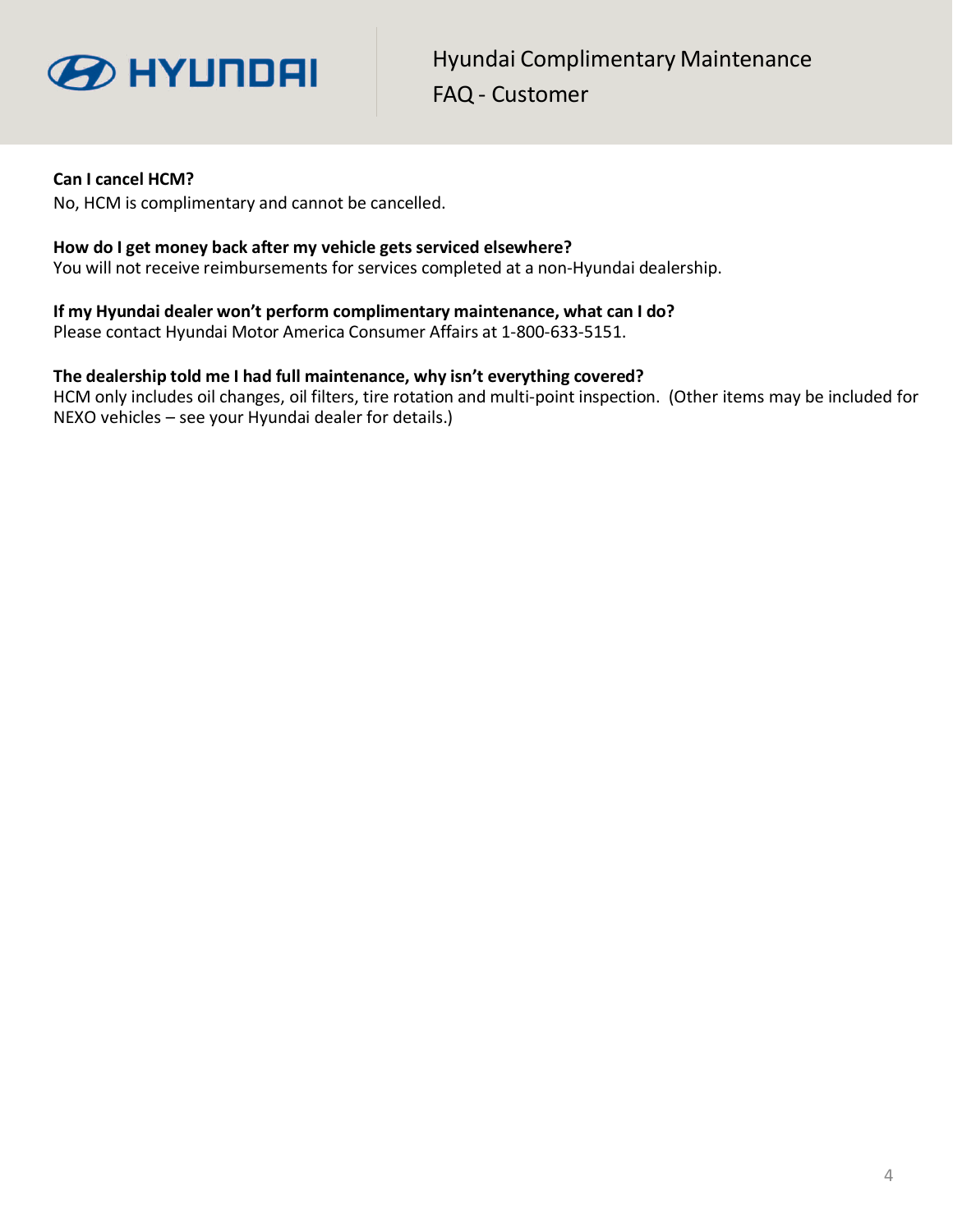**Can I cancel HCM?**
No, HCM is complimentary and cannot be cancelled.

**How do I get money back after my vehicle gets serviced elsewhere?**
You will not receive reimbursements for services completed at a non-Hyundai dealership.

**If my Hyundai dealer won't perform complimentary maintenance, what can I do?**
Please contact Hyundai Motor America Consumer Affairs at 1-800-633-5151.

**The dealership told me I had full maintenance, why isn't everything covered?**
HCM only includes oil changes, oil filters, tire rotation and multi-point inspection. (Other items may be included for NEXO vehicles – see your Hyundai dealer for details.)